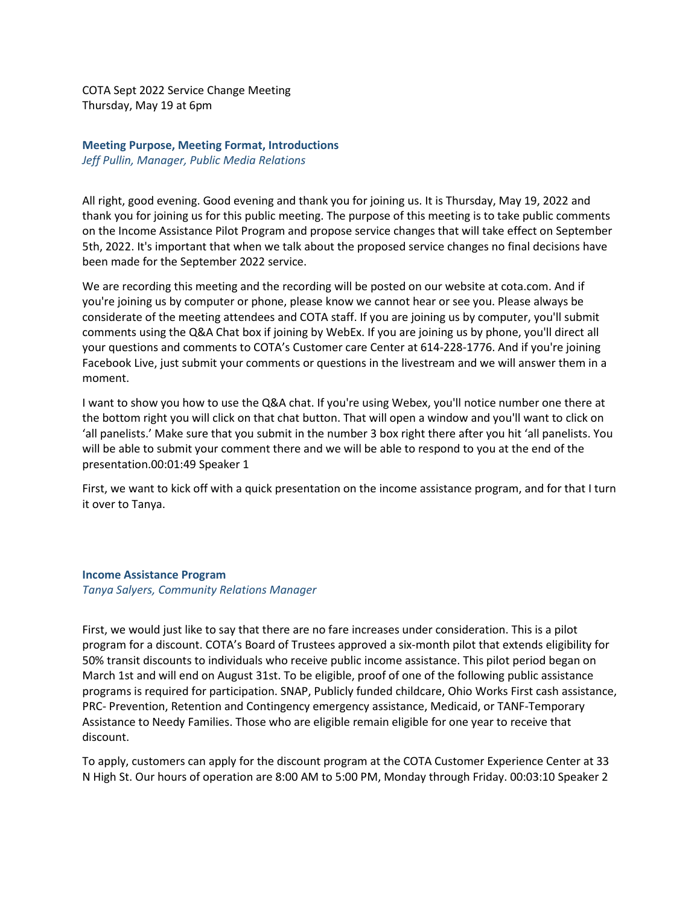COTA Sept 2022 Service Change Meeting
Thursday, May 19 at 6pm

### Meeting Purpose, Meeting Format, Introductions

*Jeff Pullin, Manager, Public Media Relations*

All right, good evening. Good evening and thank you for joining us. It is Thursday, May 19, 2022 and thank you for joining us for this public meeting. The purpose of this meeting is to take public comments on the Income Assistance Pilot Program and propose service changes that will take effect on September 5th, 2022. It's important that when we talk about the proposed service changes no final decisions have been made for the September 2022 service.

We are recording this meeting and the recording will be posted on our website at cota.com. And if you're joining us by computer or phone, please know we cannot hear or see you. Please always be considerate of the meeting attendees and COTA staff. If you are joining us by computer, you'll submit comments using the Q&A Chat box if joining by WebEx. If you are joining us by phone, you'll direct all your questions and comments to COTA's Customer care Center at 614-228-1776. And if you're joining Facebook Live, just submit your comments or questions in the livestream and we will answer them in a moment.

I want to show you how to use the Q&A chat. If you're using Webex, you'll notice number one there at the bottom right you will click on that chat button. That will open a window and you'll want to click on 'all panelists.' Make sure that you submit in the number 3 box right there after you hit 'all panelists. You will be able to submit your comment there and we will be able to respond to you at the end of the presentation.00:01:49 Speaker 1

First, we want to kick off with a quick presentation on the income assistance program, and for that I turn it over to Tanya.

### Income Assistance Program

*Tanya Salyers, Community Relations Manager*

First, we would just like to say that there are no fare increases under consideration. This is a pilot program for a discount. COTA's Board of Trustees approved a six-month pilot that extends eligibility for 50% transit discounts to individuals who receive public income assistance. This pilot period began on March 1st and will end on August 31st. To be eligible, proof of one of the following public assistance programs is required for participation. SNAP, Publicly funded childcare, Ohio Works First cash assistance, PRC- Prevention, Retention and Contingency emergency assistance, Medicaid, or TANF-Temporary Assistance to Needy Families. Those who are eligible remain eligible for one year to receive that discount.

To apply, customers can apply for the discount program at the COTA Customer Experience Center at 33 N High St. Our hours of operation are 8:00 AM to 5:00 PM, Monday through Friday. 00:03:10 Speaker 2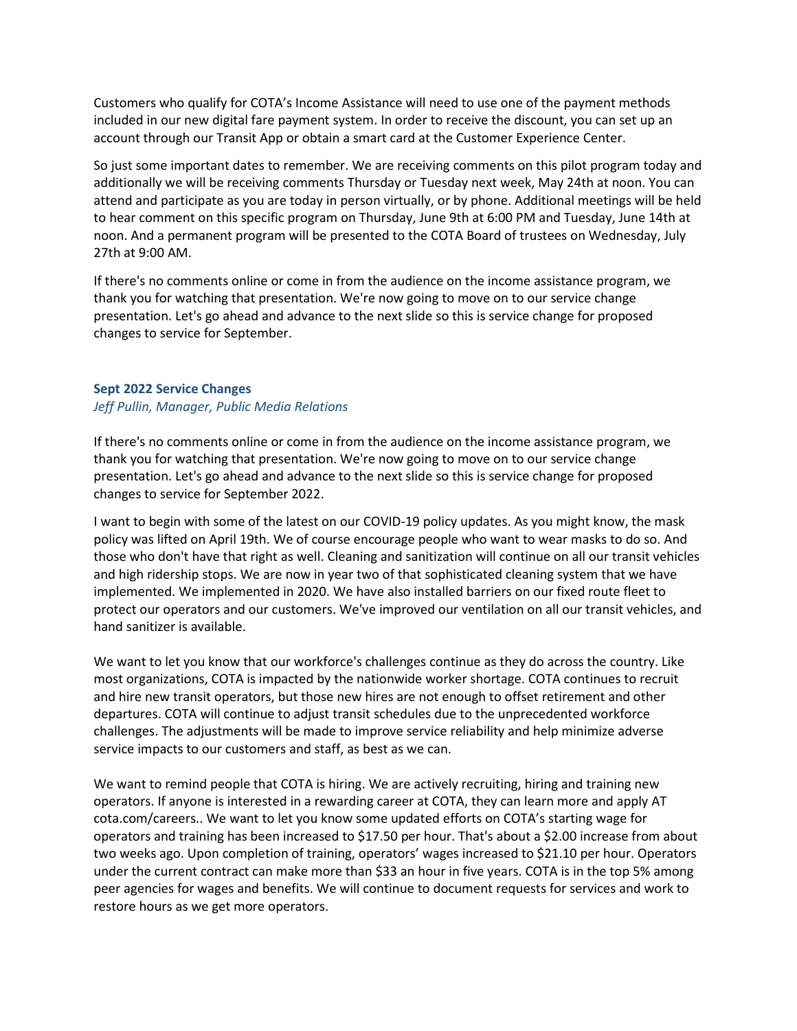Customers who qualify for COTA's Income Assistance will need to use one of the payment methods included in our new digital fare payment system. In order to receive the discount, you can set up an account through our Transit App or obtain a smart card at the Customer Experience Center.

So just some important dates to remember. We are receiving comments on this pilot program today and additionally we will be receiving comments Thursday or Tuesday next week, May 24th at noon. You can attend and participate as you are today in person virtually, or by phone. Additional meetings will be held to hear comment on this specific program on Thursday, June 9th at 6:00 PM and Tuesday, June 14th at noon. And a permanent program will be presented to the COTA Board of trustees on Wednesday, July 27th at 9:00 AM.

If there's no comments online or come in from the audience on the income assistance program, we thank you for watching that presentation. We're now going to move on to our service change presentation. Let's go ahead and advance to the next slide so this is service change for proposed changes to service for September.

### Sept 2022 Service Changes

*Jeff Pullin, Manager, Public Media Relations*

If there's no comments online or come in from the audience on the income assistance program, we thank you for watching that presentation. We're now going to move on to our service change presentation. Let's go ahead and advance to the next slide so this is service change for proposed changes to service for September 2022.

I want to begin with some of the latest on our COVID-19 policy updates. As you might know, the mask policy was lifted on April 19th. We of course encourage people who want to wear masks to do so. And those who don't have that right as well. Cleaning and sanitization will continue on all our transit vehicles and high ridership stops. We are now in year two of that sophisticated cleaning system that we have implemented. We implemented in 2020. We have also installed barriers on our fixed route fleet to protect our operators and our customers. We've improved our ventilation on all our transit vehicles, and hand sanitizer is available.

We want to let you know that our workforce's challenges continue as they do across the country. Like most organizations, COTA is impacted by the nationwide worker shortage. COTA continues to recruit and hire new transit operators, but those new hires are not enough to offset retirement and other departures. COTA will continue to adjust transit schedules due to the unprecedented workforce challenges. The adjustments will be made to improve service reliability and help minimize adverse service impacts to our customers and staff, as best as we can.

We want to remind people that COTA is hiring. We are actively recruiting, hiring and training new operators. If anyone is interested in a rewarding career at COTA, they can learn more and apply AT cota.com/careers.. We want to let you know some updated efforts on COTA's starting wage for operators and training has been increased to $17.50 per hour. That's about a $2.00 increase from about two weeks ago. Upon completion of training, operators' wages increased to $21.10 per hour. Operators under the current contract can make more than $33 an hour in five years. COTA is in the top 5% among peer agencies for wages and benefits. We will continue to document requests for services and work to restore hours as we get more operators.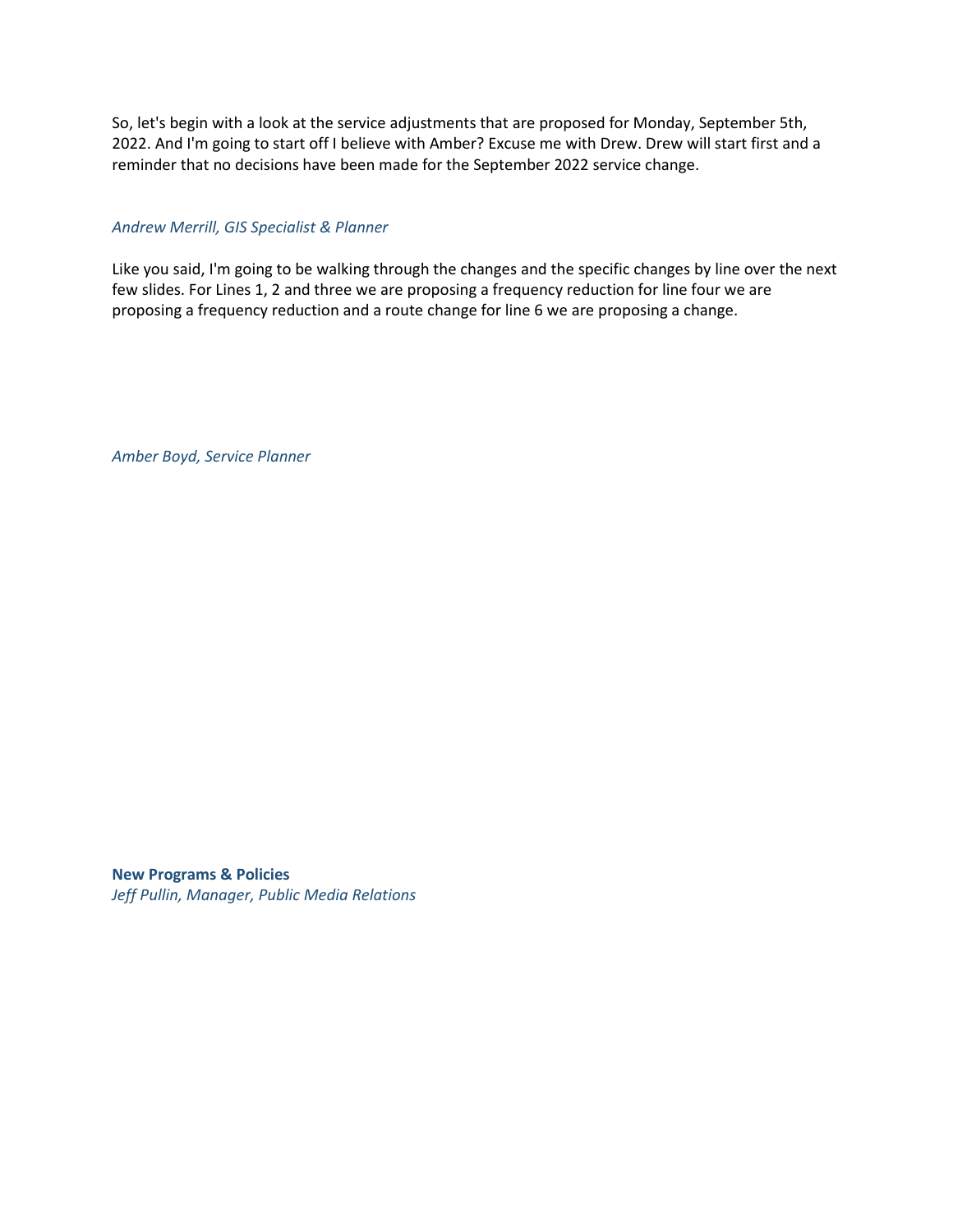So, let's begin with a look at the service adjustments that are proposed for Monday, September 5th, 2022. And I'm going to start off I believe with Amber? Excuse me with Drew. Drew will start first and a reminder that no decisions have been made for the September 2022 service change.

*Andrew Merrill, GIS Specialist & Planner*

Like you said, I'm going to be walking through the changes and the specific changes by line over the next few slides. For Lines 1, 2 and three we are proposing a frequency reduction for line four we are proposing a frequency reduction and a route change for line 6 we are proposing a change.

*Amber Boyd, Service Planner*

**New Programs & Policies**
*Jeff Pullin, Manager, Public Media Relations*